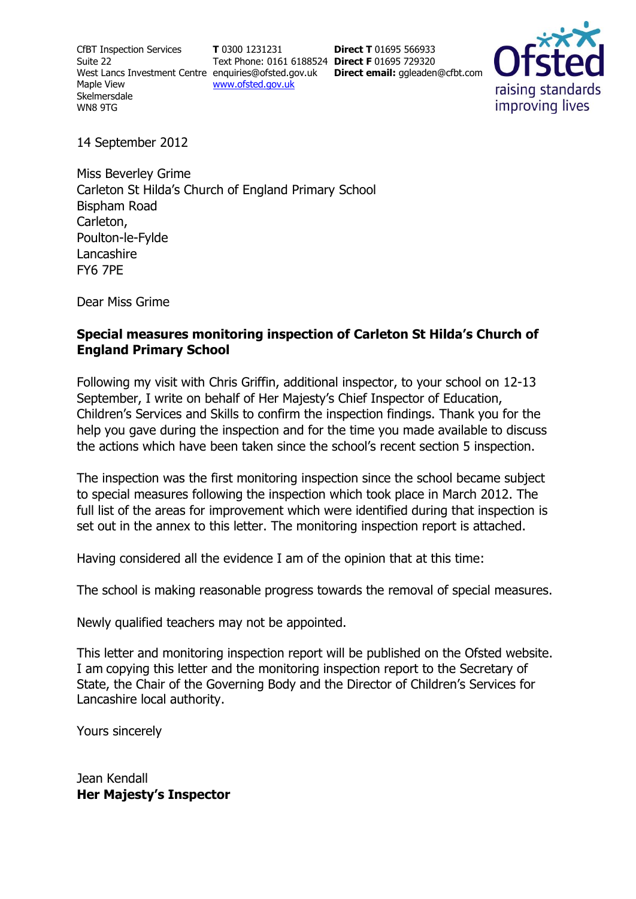CfBT Inspection Services
Suite 22
West Lancs Investment Centre
Maple View
Skelmersdale
WN8 9TG

**T** 0300 1231231
Text Phone: 0161 6188524
enquiries@ofsted.gov.uk
www.ofsted.gov.uk

**Direct T** 01695 566933
**Direct F** 01695 729320
**Direct email:** ggleaden@cfbt.com

Ofsted
raising standards
improving lives

14 September 2012

Miss Beverley Grime
Carleton St Hilda's Church of England Primary School
Bispham Road
Carleton,
Poulton-le-Fylde
Lancashire
FY6 7PE

Dear Miss Grime

**Special measures monitoring inspection of Carleton St Hilda's Church of England Primary School**

Following my visit with Chris Griffin, additional inspector, to your school on 12-13 September, I write on behalf of Her Majesty's Chief Inspector of Education, Children's Services and Skills to confirm the inspection findings. Thank you for the help you gave during the inspection and for the time you made available to discuss the actions which have been taken since the school's recent section 5 inspection.

The inspection was the first monitoring inspection since the school became subject to special measures following the inspection which took place in March 2012. The full list of the areas for improvement which were identified during that inspection is set out in the annex to this letter. The monitoring inspection report is attached.

Having considered all the evidence I am of the opinion that at this time:

The school is making reasonable progress towards the removal of special measures.

Newly qualified teachers may not be appointed.

This letter and monitoring inspection report will be published on the Ofsted website. I am copying this letter and the monitoring inspection report to the Secretary of State, the Chair of the Governing Body and the Director of Children's Services for Lancashire local authority.

Yours sincerely

Jean Kendall
**Her Majesty's Inspector**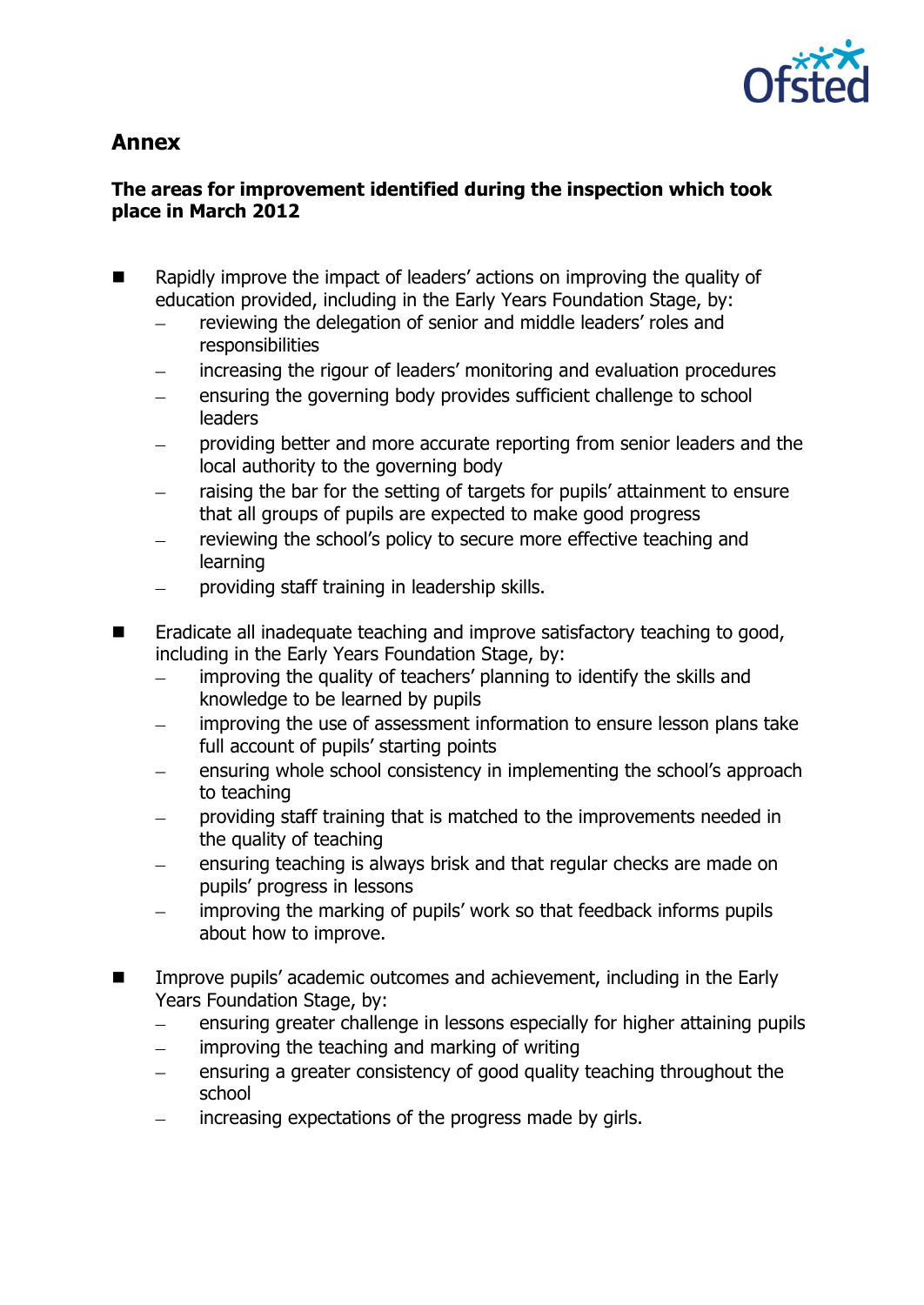## Annex

**The areas for improvement identified during the inspection which took place in March 2012**

- Rapidly improve the impact of leaders' actions on improving the quality of education provided, including in the Early Years Foundation Stage, by:
  - reviewing the delegation of senior and middle leaders' roles and responsibilities
  - increasing the rigour of leaders' monitoring and evaluation procedures
  - ensuring the governing body provides sufficient challenge to school leaders
  - providing better and more accurate reporting from senior leaders and the local authority to the governing body
  - raising the bar for the setting of targets for pupils' attainment to ensure that all groups of pupils are expected to make good progress
  - reviewing the school's policy to secure more effective teaching and learning
  - providing staff training in leadership skills.

- Eradicate all inadequate teaching and improve satisfactory teaching to good, including in the Early Years Foundation Stage, by:
  - improving the quality of teachers' planning to identify the skills and knowledge to be learned by pupils
  - improving the use of assessment information to ensure lesson plans take full account of pupils' starting points
  - ensuring whole school consistency in implementing the school's approach to teaching
  - providing staff training that is matched to the improvements needed in the quality of teaching
  - ensuring teaching is always brisk and that regular checks are made on pupils' progress in lessons
  - improving the marking of pupils' work so that feedback informs pupils about how to improve.

- Improve pupils' academic outcomes and achievement, including in the Early Years Foundation Stage, by:
  - ensuring greater challenge in lessons especially for higher attaining pupils
  - improving the teaching and marking of writing
  - ensuring a greater consistency of good quality teaching throughout the school
  - increasing expectations of the progress made by girls.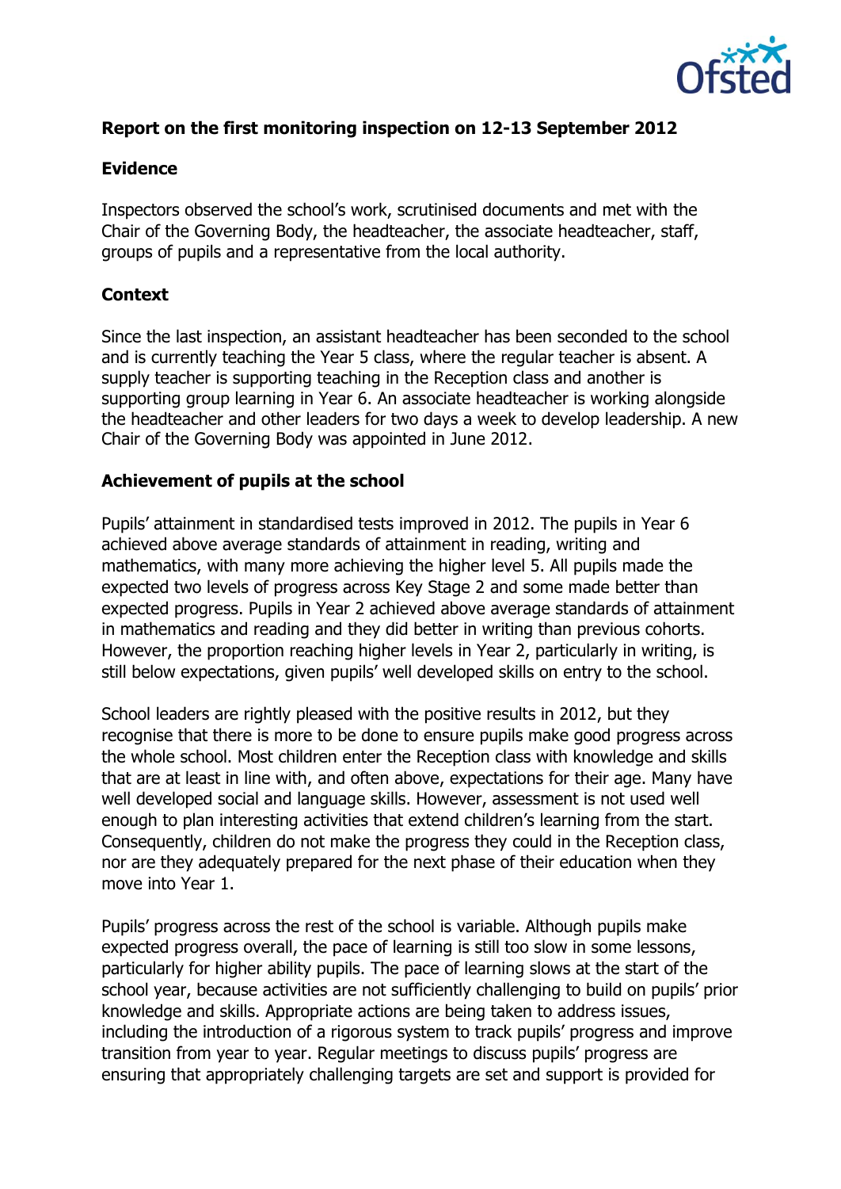**Report on the first monitoring inspection on 12-13 September 2012**

**Evidence**

Inspectors observed the school's work, scrutinised documents and met with the Chair of the Governing Body, the headteacher, the associate headteacher, staff, groups of pupils and a representative from the local authority.

**Context**

Since the last inspection, an assistant headteacher has been seconded to the school and is currently teaching the Year 5 class, where the regular teacher is absent. A supply teacher is supporting teaching in the Reception class and another is supporting group learning in Year 6. An associate headteacher is working alongside the headteacher and other leaders for two days a week to develop leadership. A new Chair of the Governing Body was appointed in June 2012.

**Achievement of pupils at the school**

Pupils' attainment in standardised tests improved in 2012. The pupils in Year 6 achieved above average standards of attainment in reading, writing and mathematics, with many more achieving the higher level 5. All pupils made the expected two levels of progress across Key Stage 2 and some made better than expected progress. Pupils in Year 2 achieved above average standards of attainment in mathematics and reading and they did better in writing than previous cohorts. However, the proportion reaching higher levels in Year 2, particularly in writing, is still below expectations, given pupils' well developed skills on entry to the school.

School leaders are rightly pleased with the positive results in 2012, but they recognise that there is more to be done to ensure pupils make good progress across the whole school. Most children enter the Reception class with knowledge and skills that are at least in line with, and often above, expectations for their age. Many have well developed social and language skills. However, assessment is not used well enough to plan interesting activities that extend children's learning from the start. Consequently, children do not make the progress they could in the Reception class, nor are they adequately prepared for the next phase of their education when they move into Year 1.

Pupils' progress across the rest of the school is variable. Although pupils make expected progress overall, the pace of learning is still too slow in some lessons, particularly for higher ability pupils. The pace of learning slows at the start of the school year, because activities are not sufficiently challenging to build on pupils' prior knowledge and skills. Appropriate actions are being taken to address issues, including the introduction of a rigorous system to track pupils' progress and improve transition from year to year. Regular meetings to discuss pupils' progress are ensuring that appropriately challenging targets are set and support is provided for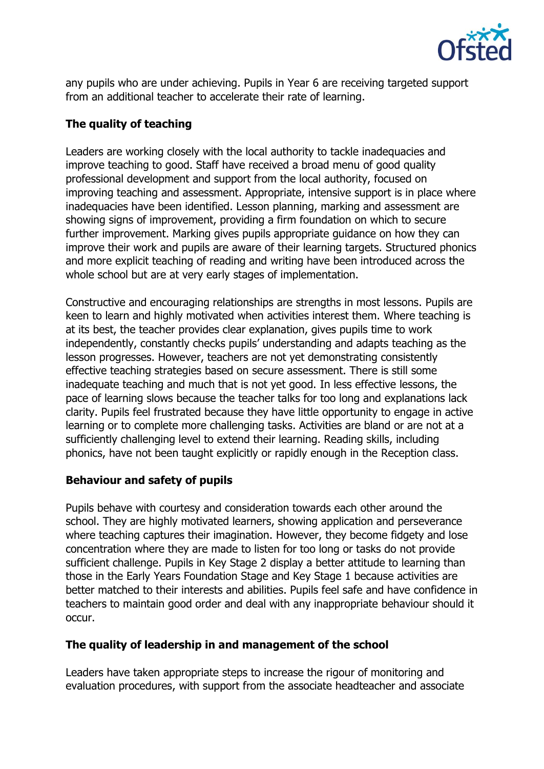any pupils who are under achieving. Pupils in Year 6 are receiving targeted support from an additional teacher to accelerate their rate of learning.

### The quality of teaching

Leaders are working closely with the local authority to tackle inadequacies and improve teaching to good. Staff have received a broad menu of good quality professional development and support from the local authority, focused on improving teaching and assessment. Appropriate, intensive support is in place where inadequacies have been identified. Lesson planning, marking and assessment are showing signs of improvement, providing a firm foundation on which to secure further improvement. Marking gives pupils appropriate guidance on how they can improve their work and pupils are aware of their learning targets. Structured phonics and more explicit teaching of reading and writing have been introduced across the whole school but are at very early stages of implementation.

Constructive and encouraging relationships are strengths in most lessons. Pupils are keen to learn and highly motivated when activities interest them. Where teaching is at its best, the teacher provides clear explanation, gives pupils time to work independently, constantly checks pupils' understanding and adapts teaching as the lesson progresses. However, teachers are not yet demonstrating consistently effective teaching strategies based on secure assessment. There is still some inadequate teaching and much that is not yet good. In less effective lessons, the pace of learning slows because the teacher talks for too long and explanations lack clarity. Pupils feel frustrated because they have little opportunity to engage in active learning or to complete more challenging tasks. Activities are bland or are not at a sufficiently challenging level to extend their learning. Reading skills, including phonics, have not been taught explicitly or rapidly enough in the Reception class.

### Behaviour and safety of pupils

Pupils behave with courtesy and consideration towards each other around the school. They are highly motivated learners, showing application and perseverance where teaching captures their imagination. However, they become fidgety and lose concentration where they are made to listen for too long or tasks do not provide sufficient challenge. Pupils in Key Stage 2 display a better attitude to learning than those in the Early Years Foundation Stage and Key Stage 1 because activities are better matched to their interests and abilities. Pupils feel safe and have confidence in teachers to maintain good order and deal with any inappropriate behaviour should it occur.

### The quality of leadership in and management of the school

Leaders have taken appropriate steps to increase the rigour of monitoring and evaluation procedures, with support from the associate headteacher and associate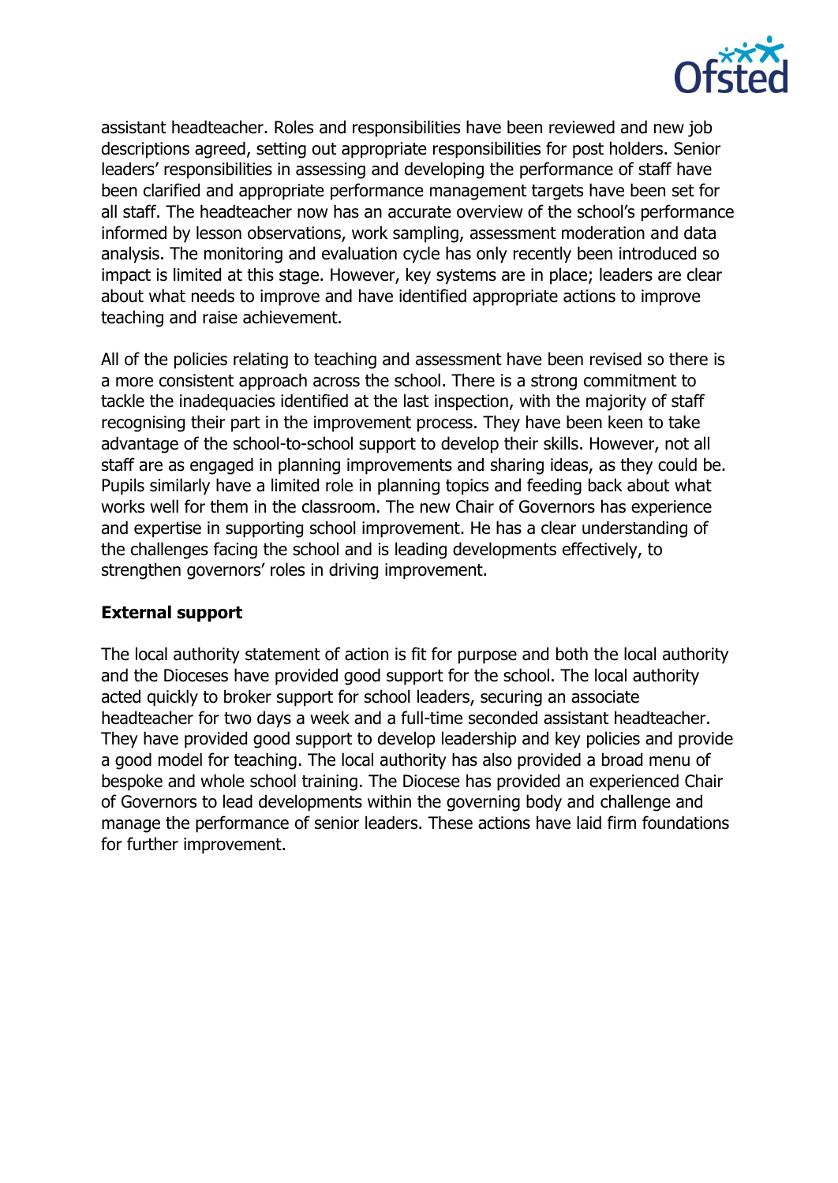assistant headteacher. Roles and responsibilities have been reviewed and new job descriptions agreed, setting out appropriate responsibilities for post holders. Senior leaders' responsibilities in assessing and developing the performance of staff have been clarified and appropriate performance management targets have been set for all staff. The headteacher now has an accurate overview of the school's performance informed by lesson observations, work sampling, assessment moderation and data analysis. The monitoring and evaluation cycle has only recently been introduced so impact is limited at this stage. However, key systems are in place; leaders are clear about what needs to improve and have identified appropriate actions to improve teaching and raise achievement.

All of the policies relating to teaching and assessment have been revised so there is a more consistent approach across the school. There is a strong commitment to tackle the inadequacies identified at the last inspection, with the majority of staff recognising their part in the improvement process. They have been keen to take advantage of the school-to-school support to develop their skills. However, not all staff are as engaged in planning improvements and sharing ideas, as they could be. Pupils similarly have a limited role in planning topics and feeding back about what works well for them in the classroom. The new Chair of Governors has experience and expertise in supporting school improvement. He has a clear understanding of the challenges facing the school and is leading developments effectively, to strengthen governors' roles in driving improvement.

**External support**

The local authority statement of action is fit for purpose and both the local authority and the Dioceses have provided good support for the school. The local authority acted quickly to broker support for school leaders, securing an associate headteacher for two days a week and a full-time seconded assistant headteacher. They have provided good support to develop leadership and key policies and provide a good model for teaching. The local authority has also provided a broad menu of bespoke and whole school training. The Diocese has provided an experienced Chair of Governors to lead developments within the governing body and challenge and manage the performance of senior leaders. These actions have laid firm foundations for further improvement.